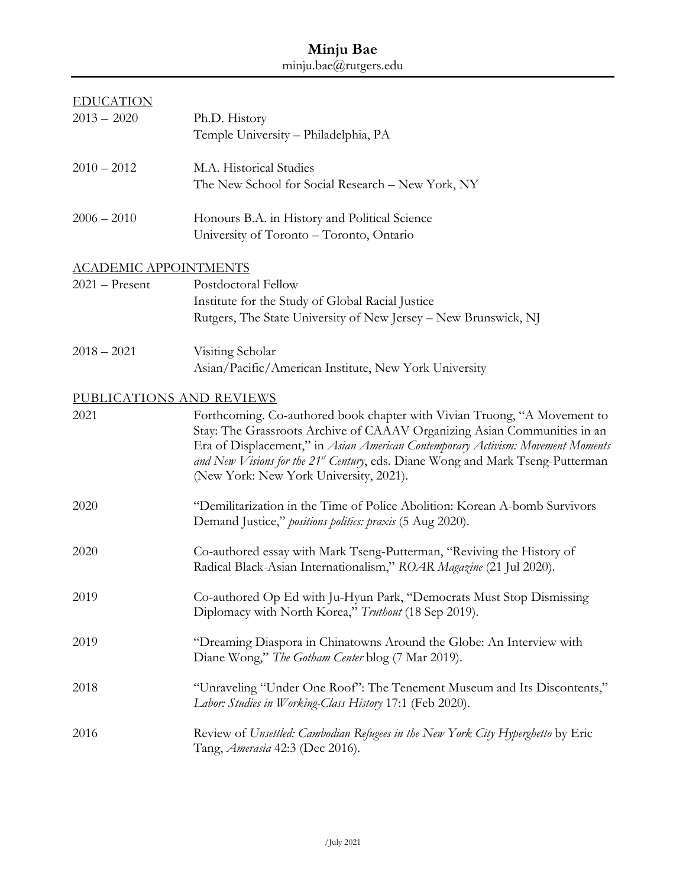# Minju Bae

minju.bae@rutgers.edu

## EDUCATION

**2013 – 2020**
Ph.D. History
Temple University – Philadelphia, PA

**2010 – 2012**
M.A. Historical Studies
The New School for Social Research – New York, NY

**2006 – 2010**
Honours B.A. in History and Political Science
University of Toronto – Toronto, Ontario

## ACADEMIC APPOINTMENTS

**2021 – Present**
Postdoctoral Fellow
Institute for the Study of Global Racial Justice
Rutgers, The State University of New Jersey – New Brunswick, NJ

**2018 – 2021**
Visiting Scholar
Asian/Pacific/American Institute, New York University

## PUBLICATIONS AND REVIEWS

**2021**
Forthcoming. Co-authored book chapter with Vivian Truong, "A Movement to Stay: The Grassroots Archive of CAAAV Organizing Asian Communities in an Era of Displacement," in *Asian American Contemporary Activism: Movement Moments and New Visions for the 21st Century*, eds. Diane Wong and Mark Tseng-Putterman (New York: New York University, 2021).

**2020**
"Demilitarization in the Time of Police Abolition: Korean A-bomb Survivors Demand Justice," *positions politics: praxis* (5 Aug 2020).

**2020**
Co-authored essay with Mark Tseng-Putterman, "Reviving the History of Radical Black-Asian Internationalism," *ROAR Magazine* (21 Jul 2020).

**2019**
Co-authored Op Ed with Ju-Hyun Park, "Democrats Must Stop Dismissing Diplomacy with North Korea," *Truthout* (18 Sep 2019).

**2019**
"Dreaming Diaspora in Chinatowns Around the Globe: An Interview with Diane Wong," *The Gotham Center* blog (7 Mar 2019).

**2018**
"Unraveling "Under One Roof": The Tenement Museum and Its Discontents," *Labor: Studies in Working-Class History* 17:1 (Feb 2020).

**2016**
Review of *Unsettled: Cambodian Refugees in the New York City Hyperghetto* by Eric Tang, *Amerasia* 42:3 (Dec 2016).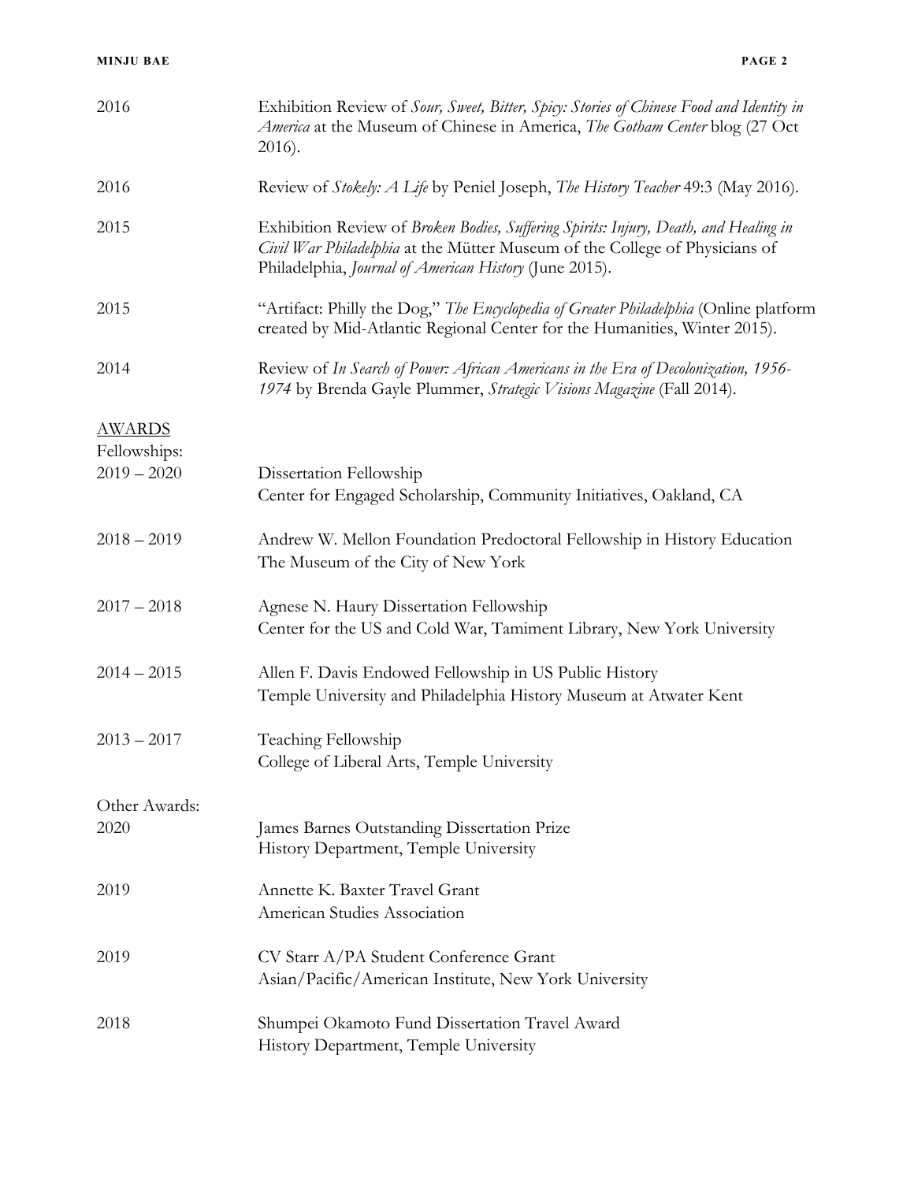| | |
|---|---|
| 2016 | Exhibition Review of *Sour, Sweet, Bitter, Spicy: Stories of Chinese Food and Identity in America* at the Museum of Chinese in America, *The Gotham Center* blog (27 Oct 2016). |
| 2016 | Review of *Stokely: A Life* by Peniel Joseph, *The History Teacher* 49:3 (May 2016). |
| 2015 | Exhibition Review of *Broken Bodies, Suffering Spirits: Injury, Death, and Healing in Civil War Philadelphia* at the Mütter Museum of the College of Physicians of Philadelphia, *Journal of American History* (June 2015). |
| 2015 | "Artifact: Philly the Dog," *The Encyclopedia of Greater Philadelphia* (Online platform created by Mid-Atlantic Regional Center for the Humanities, Winter 2015). |
| 2014 | Review of *In Search of Power: African Americans in the Era of Decolonization, 1956-1974* by Brenda Gayle Plummer, *Strategic Visions Magazine* (Fall 2014). |

## AWARDS

Fellowships:

| | |
|---|---|
| 2019 – 2020 | Dissertation Fellowship<br>Center for Engaged Scholarship, Community Initiatives, Oakland, CA |
| 2018 – 2019 | Andrew W. Mellon Foundation Predoctoral Fellowship in History Education<br>The Museum of the City of New York |
| 2017 – 2018 | Agnese N. Haury Dissertation Fellowship<br>Center for the US and Cold War, Tamiment Library, New York University |
| 2014 – 2015 | Allen F. Davis Endowed Fellowship in US Public History<br>Temple University and Philadelphia History Museum at Atwater Kent |
| 2013 – 2017 | Teaching Fellowship<br>College of Liberal Arts, Temple University |

Other Awards:

| | |
|---|---|
| 2020 | James Barnes Outstanding Dissertation Prize<br>History Department, Temple University |
| 2019 | Annette K. Baxter Travel Grant<br>American Studies Association |
| 2019 | CV Starr A/PA Student Conference Grant<br>Asian/Pacific/American Institute, New York University |
| 2018 | Shumpei Okamoto Fund Dissertation Travel Award<br>History Department, Temple University |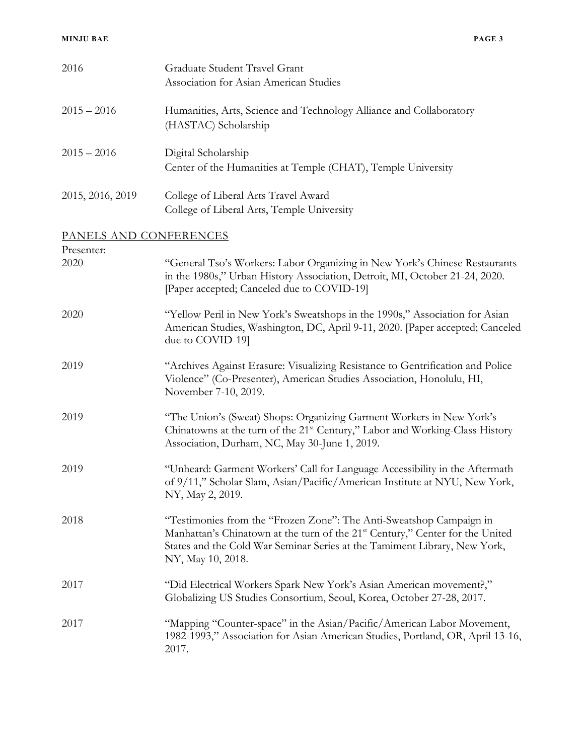2016 — Graduate Student Travel Grant
Association for Asian American Studies

2015 – 2016 — Humanities, Arts, Science and Technology Alliance and Collaboratory (HASTAC) Scholarship

2015 – 2016 — Digital Scholarship
Center of the Humanities at Temple (CHAT), Temple University

2015, 2016, 2019 — College of Liberal Arts Travel Award
College of Liberal Arts, Temple University

## PANELS AND CONFERENCES

Presenter:

2020 — "General Tso's Workers: Labor Organizing in New York's Chinese Restaurants in the 1980s," Urban History Association, Detroit, MI, October 21-24, 2020. [Paper accepted; Canceled due to COVID-19]

2020 — "Yellow Peril in New York's Sweatshops in the 1990s," Association for Asian American Studies, Washington, DC, April 9-11, 2020. [Paper accepted; Canceled due to COVID-19]

2019 — "Archives Against Erasure: Visualizing Resistance to Gentrification and Police Violence" (Co-Presenter), American Studies Association, Honolulu, HI, November 7-10, 2019.

2019 — "The Union's (Sweat) Shops: Organizing Garment Workers in New York's Chinatowns at the turn of the 21st Century," Labor and Working-Class History Association, Durham, NC, May 30-June 1, 2019.

2019 — "Unheard: Garment Workers' Call for Language Accessibility in the Aftermath of 9/11," Scholar Slam, Asian/Pacific/American Institute at NYU, New York, NY, May 2, 2019.

2018 — "Testimonies from the "Frozen Zone": The Anti-Sweatshop Campaign in Manhattan's Chinatown at the turn of the 21st Century," Center for the United States and the Cold War Seminar Series at the Tamiment Library, New York, NY, May 10, 2018.

2017 — "Did Electrical Workers Spark New York's Asian American movement?," Globalizing US Studies Consortium, Seoul, Korea, October 27-28, 2017.

2017 — "Mapping "Counter-space" in the Asian/Pacific/American Labor Movement, 1982-1993," Association for Asian American Studies, Portland, OR, April 13-16, 2017.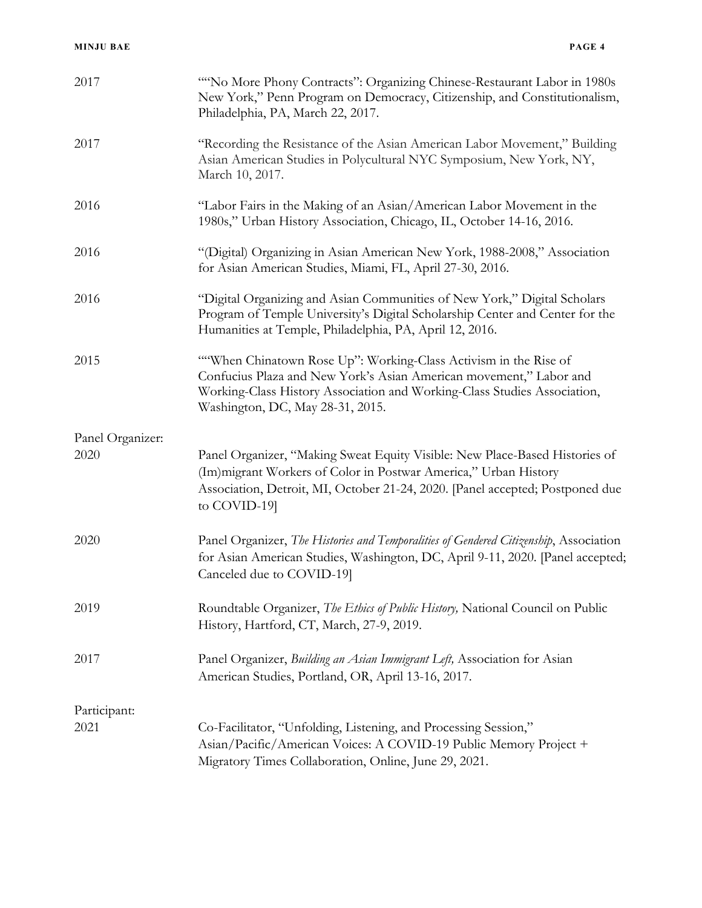2017 ""No More Phony Contracts": Organizing Chinese-Restaurant Labor in 1980s New York," Penn Program on Democracy, Citizenship, and Constitutionalism, Philadelphia, PA, March 22, 2017.

2017 "Recording the Resistance of the Asian American Labor Movement," Building Asian American Studies in Polycultural NYC Symposium, New York, NY, March 10, 2017.

2016 "Labor Fairs in the Making of an Asian/American Labor Movement in the 1980s," Urban History Association, Chicago, IL, October 14-16, 2016.

2016 "(Digital) Organizing in Asian American New York, 1988-2008," Association for Asian American Studies, Miami, FL, April 27-30, 2016.

2016 "Digital Organizing and Asian Communities of New York," Digital Scholars Program of Temple University's Digital Scholarship Center and Center for the Humanities at Temple, Philadelphia, PA, April 12, 2016.

2015 ""When Chinatown Rose Up": Working-Class Activism in the Rise of Confucius Plaza and New York's Asian American movement," Labor and Working-Class History Association and Working-Class Studies Association, Washington, DC, May 28-31, 2015.

Panel Organizer:

2020 Panel Organizer, "Making Sweat Equity Visible: New Place-Based Histories of (Im)migrant Workers of Color in Postwar America," Urban History Association, Detroit, MI, October 21-24, 2020. [Panel accepted; Postponed due to COVID-19]

2020 Panel Organizer, *The Histories and Temporalities of Gendered Citizenship*, Association for Asian American Studies, Washington, DC, April 9-11, 2020. [Panel accepted; Canceled due to COVID-19]

2019 Roundtable Organizer, *The Ethics of Public History,* National Council on Public History, Hartford, CT, March, 27-9, 2019.

2017 Panel Organizer, *Building an Asian Immigrant Left,* Association for Asian American Studies, Portland, OR, April 13-16, 2017.

Participant:

2021 Co-Facilitator, "Unfolding, Listening, and Processing Session," Asian/Pacific/American Voices: A COVID-19 Public Memory Project + Migratory Times Collaboration, Online, June 29, 2021.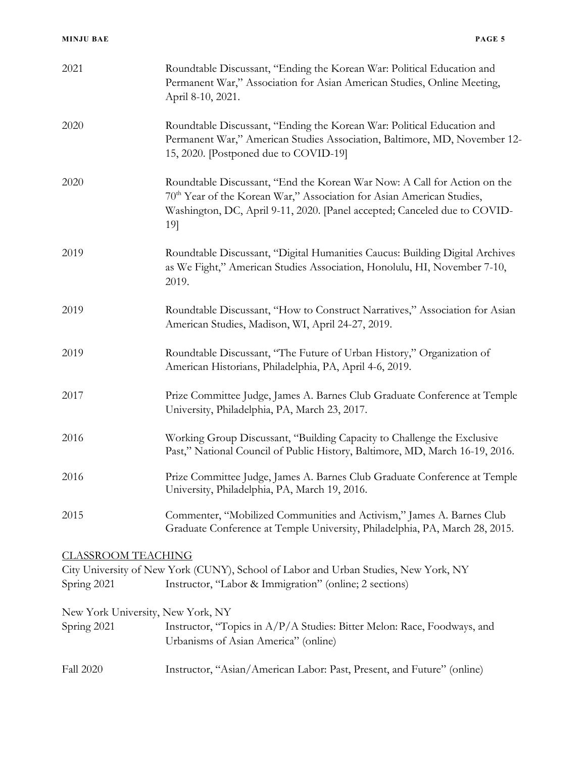2021 Roundtable Discussant, "Ending the Korean War: Political Education and Permanent War," Association for Asian American Studies, Online Meeting, April 8-10, 2021.

2020 Roundtable Discussant, "Ending the Korean War: Political Education and Permanent War," American Studies Association, Baltimore, MD, November 12-15, 2020. [Postponed due to COVID-19]

2020 Roundtable Discussant, "End the Korean War Now: A Call for Action on the 70th Year of the Korean War," Association for Asian American Studies, Washington, DC, April 9-11, 2020. [Panel accepted; Canceled due to COVID-19]

2019 Roundtable Discussant, "Digital Humanities Caucus: Building Digital Archives as We Fight," American Studies Association, Honolulu, HI, November 7-10, 2019.

2019 Roundtable Discussant, "How to Construct Narratives," Association for Asian American Studies, Madison, WI, April 24-27, 2019.

2019 Roundtable Discussant, "The Future of Urban History," Organization of American Historians, Philadelphia, PA, April 4-6, 2019.

2017 Prize Committee Judge, James A. Barnes Club Graduate Conference at Temple University, Philadelphia, PA, March 23, 2017.

2016 Working Group Discussant, "Building Capacity to Challenge the Exclusive Past," National Council of Public History, Baltimore, MD, March 16-19, 2016.

2016 Prize Committee Judge, James A. Barnes Club Graduate Conference at Temple University, Philadelphia, PA, March 19, 2016.

2015 Commenter, "Mobilized Communities and Activism," James A. Barnes Club Graduate Conference at Temple University, Philadelphia, PA, March 28, 2015.

## CLASSROOM TEACHING

City University of New York (CUNY), School of Labor and Urban Studies, New York, NY

Spring 2021 Instructor, "Labor & Immigration" (online; 2 sections)

New York University, New York, NY

Spring 2021 Instructor, "Topics in A/P/A Studies: Bitter Melon: Race, Foodways, and Urbanisms of Asian America" (online)

Fall 2020 Instructor, "Asian/American Labor: Past, Present, and Future" (online)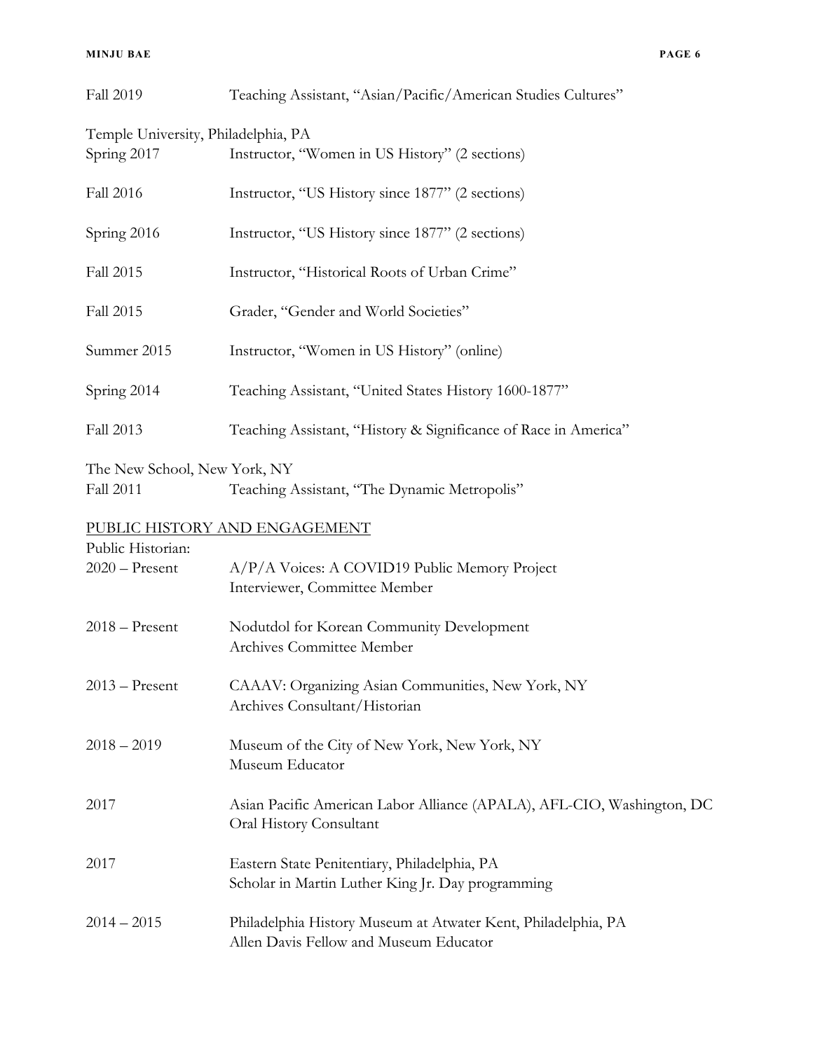Fall 2019 Teaching Assistant, "Asian/Pacific/American Studies Cultures"

Temple University, Philadelphia, PA

Spring 2017 Instructor, "Women in US History" (2 sections)

Fall 2016 Instructor, "US History since 1877" (2 sections)

Spring 2016 Instructor, "US History since 1877" (2 sections)

Fall 2015 Instructor, "Historical Roots of Urban Crime"

Fall 2015 Grader, "Gender and World Societies"

Summer 2015 Instructor, "Women in US History" (online)

Spring 2014 Teaching Assistant, "United States History 1600-1877"

Fall 2013 Teaching Assistant, "History & Significance of Race in America"

The New School, New York, NY

Fall 2011 Teaching Assistant, "The Dynamic Metropolis"

## PUBLIC HISTORY AND ENGAGEMENT

Public Historian:

2020 – Present A/P/A Voices: A COVID19 Public Memory Project
Interviewer, Committee Member

2018 – Present Nodutdol for Korean Community Development
Archives Committee Member

2013 – Present CAAAV: Organizing Asian Communities, New York, NY
Archives Consultant/Historian

2018 – 2019 Museum of the City of New York, New York, NY
Museum Educator

2017 Asian Pacific American Labor Alliance (APALA), AFL-CIO, Washington, DC
Oral History Consultant

2017 Eastern State Penitentiary, Philadelphia, PA
Scholar in Martin Luther King Jr. Day programming

2014 – 2015 Philadelphia History Museum at Atwater Kent, Philadelphia, PA
Allen Davis Fellow and Museum Educator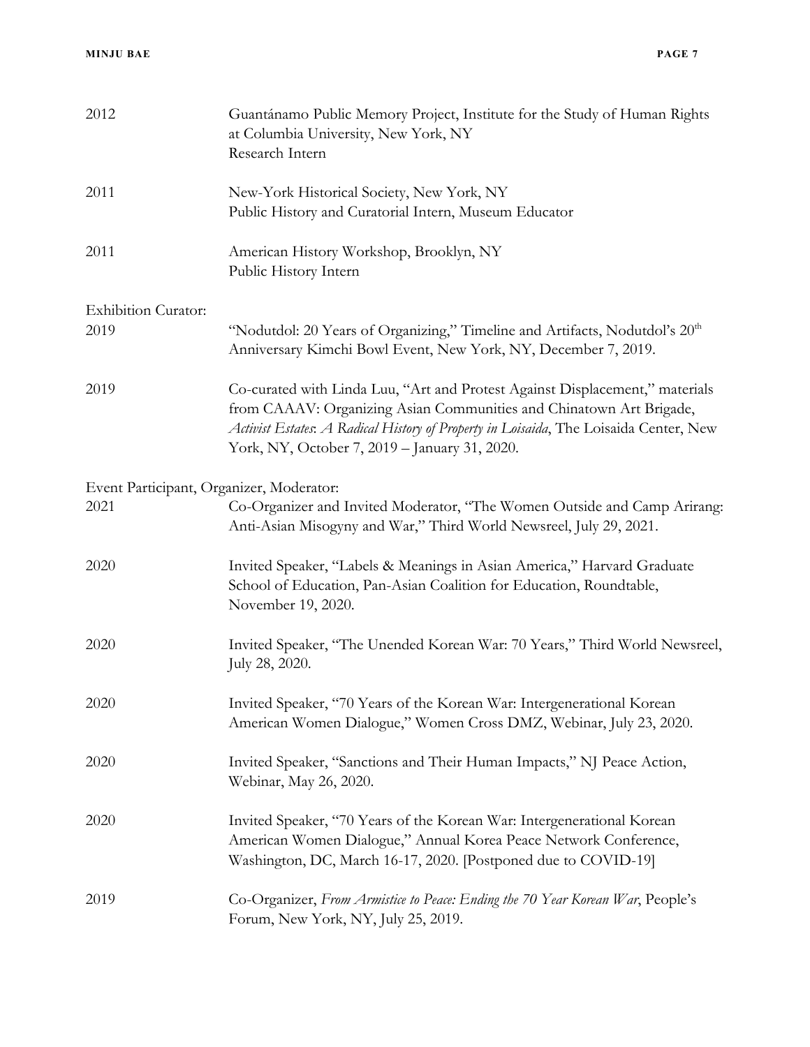2012 — Guantánamo Public Memory Project, Institute for the Study of Human Rights at Columbia University, New York, NY
Research Intern

2011 — New-York Historical Society, New York, NY
Public History and Curatorial Intern, Museum Educator

2011 — American History Workshop, Brooklyn, NY
Public History Intern

Exhibition Curator:

2019 — "Nodutdol: 20 Years of Organizing," Timeline and Artifacts, Nodutdol's 20th Anniversary Kimchi Bowl Event, New York, NY, December 7, 2019.

2019 — Co-curated with Linda Luu, "Art and Protest Against Displacement," materials from CAAAV: Organizing Asian Communities and Chinatown Art Brigade, *Activist Estates: A Radical History of Property in Loisaida*, The Loisaida Center, New York, NY, October 7, 2019 – January 31, 2020.

Event Participant, Organizer, Moderator:

2021 — Co-Organizer and Invited Moderator, "The Women Outside and Camp Arirang: Anti-Asian Misogyny and War," Third World Newsreel, July 29, 2021.

2020 — Invited Speaker, "Labels & Meanings in Asian America," Harvard Graduate School of Education, Pan-Asian Coalition for Education, Roundtable, November 19, 2020.

2020 — Invited Speaker, "The Unended Korean War: 70 Years," Third World Newsreel, July 28, 2020.

2020 — Invited Speaker, "70 Years of the Korean War: Intergenerational Korean American Women Dialogue," Women Cross DMZ, Webinar, July 23, 2020.

2020 — Invited Speaker, "Sanctions and Their Human Impacts," NJ Peace Action, Webinar, May 26, 2020.

2020 — Invited Speaker, "70 Years of the Korean War: Intergenerational Korean American Women Dialogue," Annual Korea Peace Network Conference, Washington, DC, March 16-17, 2020. [Postponed due to COVID-19]

2019 — Co-Organizer, *From Armistice to Peace: Ending the 70 Year Korean War*, People's Forum, New York, NY, July 25, 2019.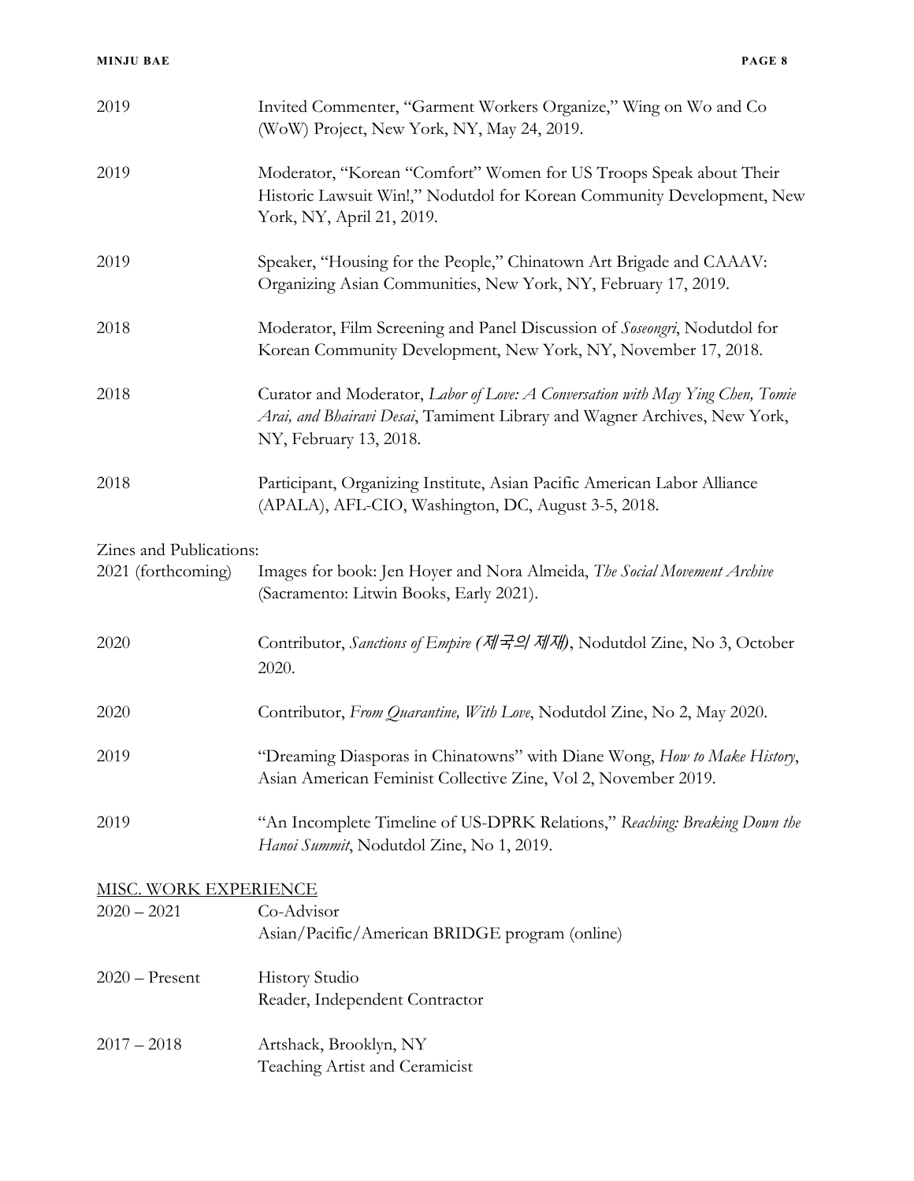2019 Invited Commenter, "Garment Workers Organize," Wing on Wo and Co (WoW) Project, New York, NY, May 24, 2019.

2019 Moderator, "Korean "Comfort" Women for US Troops Speak about Their Historic Lawsuit Win!," Nodutdol for Korean Community Development, New York, NY, April 21, 2019.

2019 Speaker, "Housing for the People," Chinatown Art Brigade and CAAAV: Organizing Asian Communities, New York, NY, February 17, 2019.

2018 Moderator, Film Screening and Panel Discussion of *Soseongri*, Nodutdol for Korean Community Development, New York, NY, November 17, 2018.

2018 Curator and Moderator, *Labor of Love: A Conversation with May Ying Chen, Tomie Arai, and Bhairavi Desai*, Tamiment Library and Wagner Archives, New York, NY, February 13, 2018.

2018 Participant, Organizing Institute, Asian Pacific American Labor Alliance (APALA), AFL-CIO, Washington, DC, August 3-5, 2018.

Zines and Publications:

2021 (forthcoming) Images for book: Jen Hoyer and Nora Almeida, *The Social Movement Archive* (Sacramento: Litwin Books, Early 2021).

2020 Contributor, *Sanctions of Empire (제국의 제재)*, Nodutdol Zine, No 3, October 2020.

2020 Contributor, *From Quarantine, With Love*, Nodutdol Zine, No 2, May 2020.

2019 "Dreaming Diasporas in Chinatowns" with Diane Wong, *How to Make History*, Asian American Feminist Collective Zine, Vol 2, November 2019.

2019 "An Incomplete Timeline of US-DPRK Relations," *Reaching: Breaking Down the Hanoi Summit*, Nodutdol Zine, No 1, 2019.

## MISC. WORK EXPERIENCE

2020 – 2021 Co-Advisor
Asian/Pacific/American BRIDGE program (online)

2020 – Present History Studio
Reader, Independent Contractor

2017 – 2018 Artshack, Brooklyn, NY
Teaching Artist and Ceramicist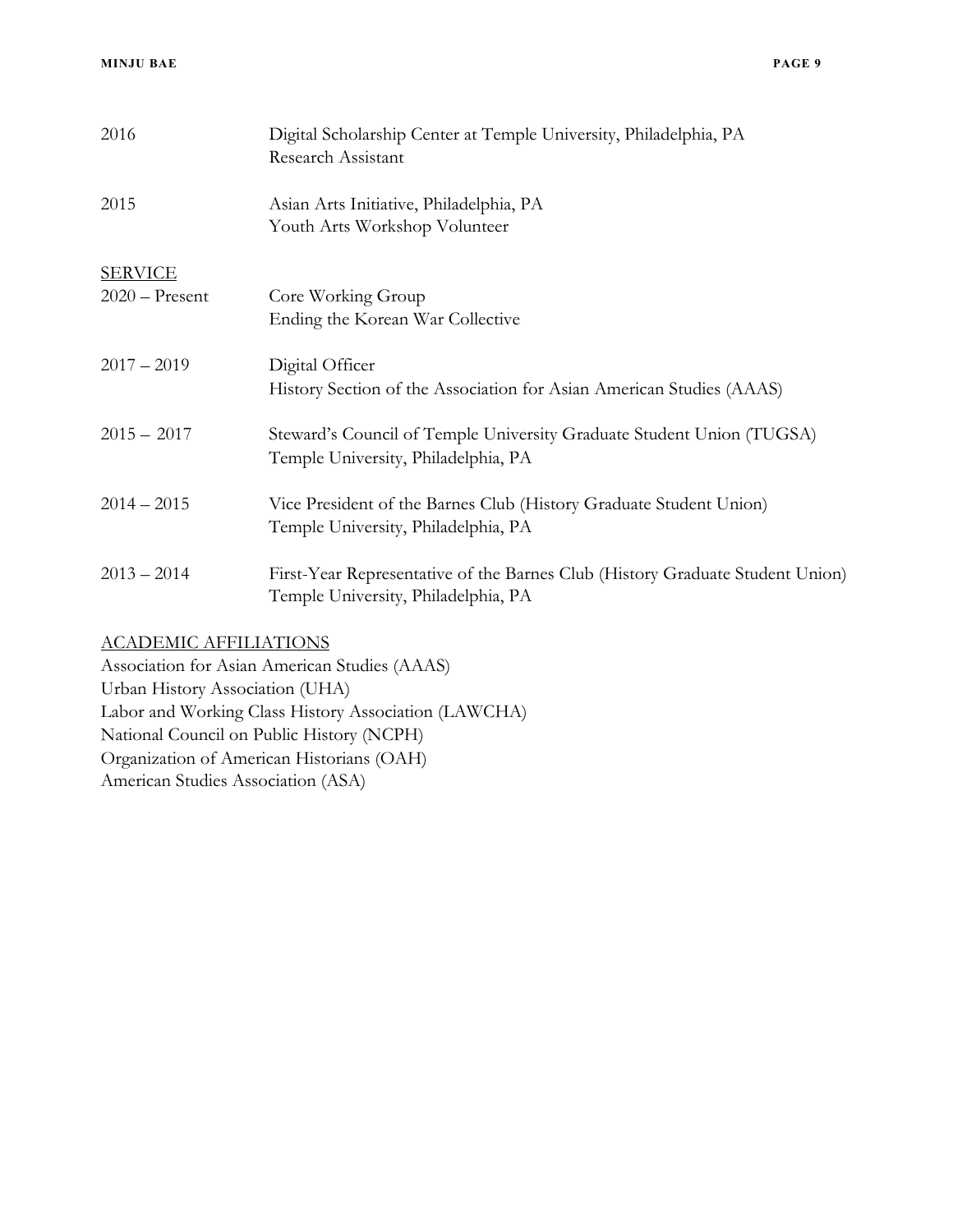2016 Digital Scholarship Center at Temple University, Philadelphia, PA
Research Assistant

2015 Asian Arts Initiative, Philadelphia, PA
Youth Arts Workshop Volunteer

## SERVICE

2020 – Present Core Working Group
Ending the Korean War Collective

2017 – 2019 Digital Officer
History Section of the Association for Asian American Studies (AAAS)

2015 – 2017 Steward's Council of Temple University Graduate Student Union (TUGSA)
Temple University, Philadelphia, PA

2014 – 2015 Vice President of the Barnes Club (History Graduate Student Union)
Temple University, Philadelphia, PA

2013 – 2014 First-Year Representative of the Barnes Club (History Graduate Student Union)
Temple University, Philadelphia, PA

## ACADEMIC AFFILIATIONS

Association for Asian American Studies (AAAS)
Urban History Association (UHA)
Labor and Working Class History Association (LAWCHA)
National Council on Public History (NCPH)
Organization of American Historians (OAH)
American Studies Association (ASA)